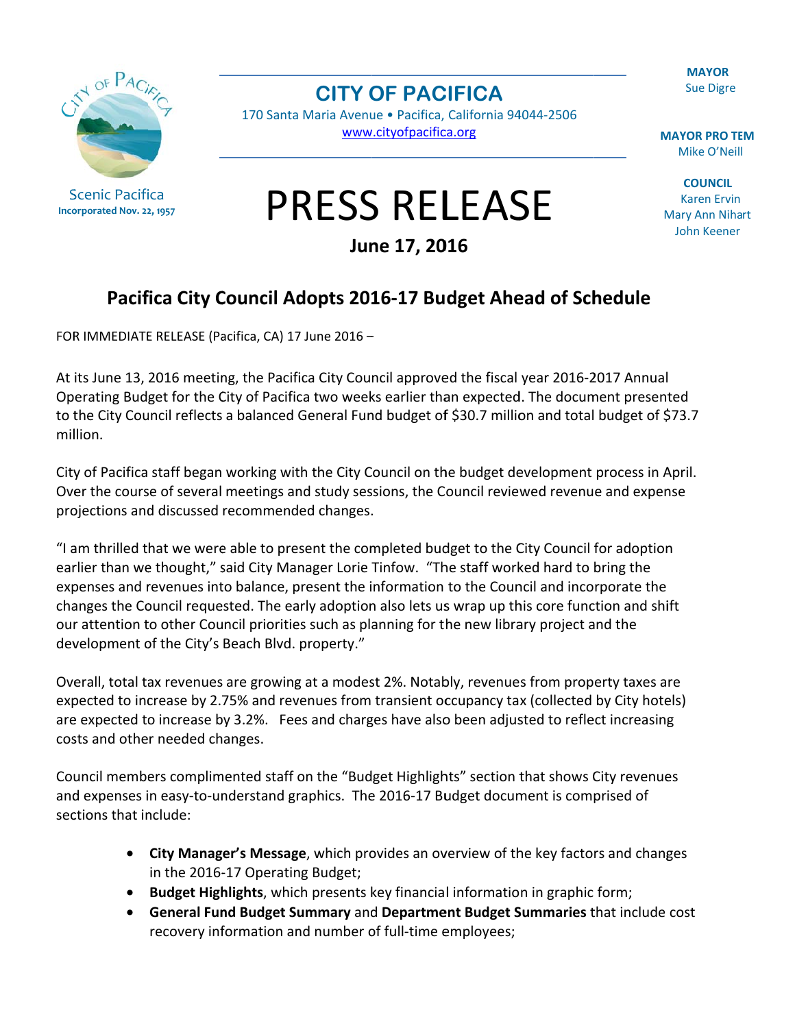Scenic Pacifica
**Incorporated Nov. 22, 1957**

# CITY OF PACIFICA

170 Santa Maria Avenue • Pacifica, California 94044-2506
www.cityofpacifica.org

**MAYOR**
Sue Digre

**MAYOR PRO TEM**
Mike O'Neill

**COUNCIL**
Karen Ervin
Mary Ann Nihart
John Keener

# PRESS RELEASE

**June 17, 2016**

## Pacifica City Council Adopts 2016-17 Budget Ahead of Schedule

FOR IMMEDIATE RELEASE (Pacifica, CA) 17 June 2016 –

At its June 13, 2016 meeting, the Pacifica City Council approved the fiscal year 2016-2017 Annual Operating Budget for the City of Pacifica two weeks earlier than expected. The document presented to the City Council reflects a balanced General Fund budget of $30.7 million and total budget of $73.7 million.

City of Pacifica staff began working with the City Council on the budget development process in April. Over the course of several meetings and study sessions, the Council reviewed revenue and expense projections and discussed recommended changes.

"I am thrilled that we were able to present the completed budget to the City Council for adoption earlier than we thought," said City Manager Lorie Tinfow. "The staff worked hard to bring the expenses and revenues into balance, present the information to the Council and incorporate the changes the Council requested. The early adoption also lets us wrap up this core function and shift our attention to other Council priorities such as planning for the new library project and the development of the City's Beach Blvd. property."

Overall, total tax revenues are growing at a modest 2%. Notably, revenues from property taxes are expected to increase by 2.75% and revenues from transient occupancy tax (collected by City hotels) are expected to increase by 3.2%. Fees and charges have also been adjusted to reflect increasing costs and other needed changes.

Council members complimented staff on the "Budget Highlights" section that shows City revenues and expenses in easy-to-understand graphics. The 2016-17 Budget document is comprised of sections that include:

- **City Manager's Message**, which provides an overview of the key factors and changes in the 2016-17 Operating Budget;
- **Budget Highlights**, which presents key financial information in graphic form;
- **General Fund Budget Summary** and **Department Budget Summaries** that include cost recovery information and number of full-time employees;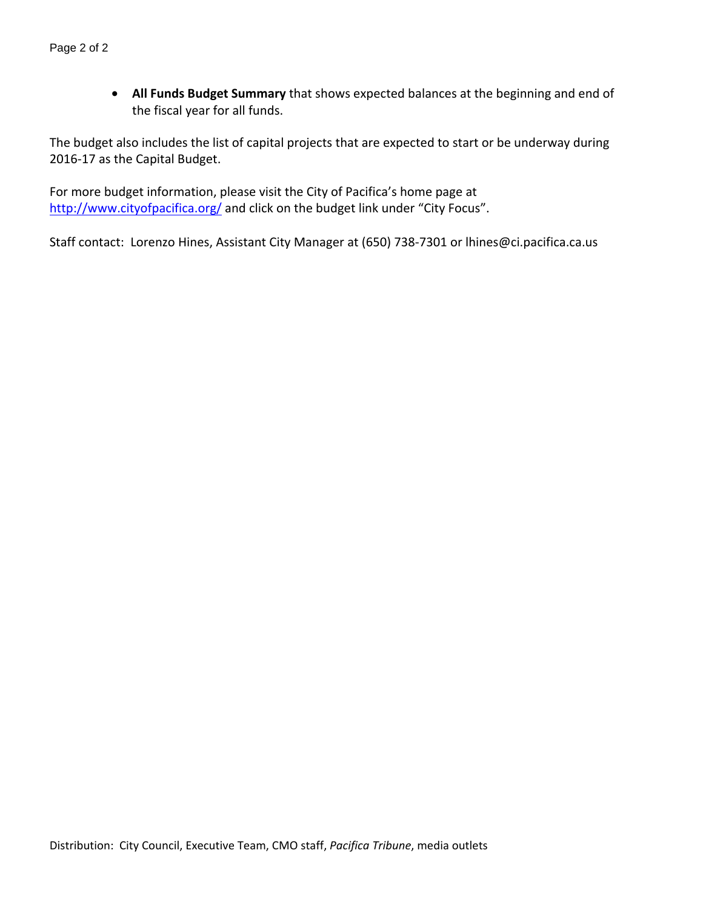- **All Funds Budget Summary** that shows expected balances at the beginning and end of the fiscal year for all funds.

The budget also includes the list of capital projects that are expected to start or be underway during 2016-17 as the Capital Budget.

For more budget information, please visit the City of Pacifica's home page at http://www.cityofpacifica.org/ and click on the budget link under "City Focus".

Staff contact: Lorenzo Hines, Assistant City Manager at (650) 738-7301 or lhines@ci.pacifica.ca.us

Distribution: City Council, Executive Team, CMO staff, *Pacifica Tribune*, media outlets